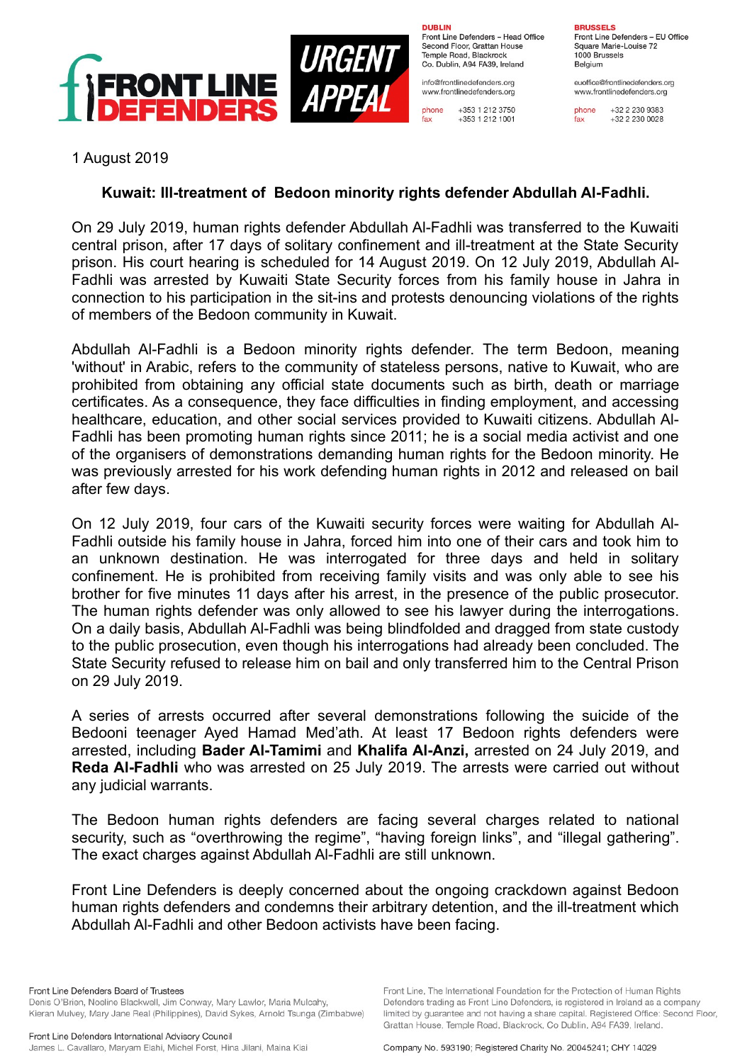FRONT LINE DEFENDERS

URGENT APPEAL

**DUBLIN**
Front Line Defenders – Head Office
Second Floor, Grattan House
Temple Road, Blackrock
Co. Dublin, A94 FA39, Ireland

info@frontlinedefenders.org
www.frontlinedefenders.org

phone +353 1 212 3750
fax +353 1 212 1001

**BRUSSELS**
Front Line Defenders – EU Office
Square Marie-Louise 72
1000 Brussels
Belgium

euoffice@frontlinedefenders.org
www.frontlinedefenders.org

phone +32 2 230 9383
fax +32 2 230 0028

1 August 2019

**Kuwait: Ill-treatment of Bedoon minority rights defender Abdullah Al-Fadhli.**

On 29 July 2019, human rights defender Abdullah Al-Fadhli was transferred to the Kuwaiti central prison, after 17 days of solitary confinement and ill-treatment at the State Security prison. His court hearing is scheduled for 14 August 2019. On 12 July 2019, Abdullah Al-Fadhli was arrested by Kuwaiti State Security forces from his family house in Jahra in connection to his participation in the sit-ins and protests denouncing violations of the rights of members of the Bedoon community in Kuwait.

Abdullah Al-Fadhli is a Bedoon minority rights defender. The term Bedoon, meaning 'without' in Arabic, refers to the community of stateless persons, native to Kuwait, who are prohibited from obtaining any official state documents such as birth, death or marriage certificates. As a consequence, they face difficulties in finding employment, and accessing healthcare, education, and other social services provided to Kuwaiti citizens. Abdullah Al-Fadhli has been promoting human rights since 2011; he is a social media activist and one of the organisers of demonstrations demanding human rights for the Bedoon minority. He was previously arrested for his work defending human rights in 2012 and released on bail after few days.

On 12 July 2019, four cars of the Kuwaiti security forces were waiting for Abdullah Al-Fadhli outside his family house in Jahra, forced him into one of their cars and took him to an unknown destination. He was interrogated for three days and held in solitary confinement. He is prohibited from receiving family visits and was only able to see his brother for five minutes 11 days after his arrest, in the presence of the public prosecutor. The human rights defender was only allowed to see his lawyer during the interrogations. On a daily basis, Abdullah Al-Fadhli was being blindfolded and dragged from state custody to the public prosecution, even though his interrogations had already been concluded. The State Security refused to release him on bail and only transferred him to the Central Prison on 29 July 2019.

A series of arrests occurred after several demonstrations following the suicide of the Bedooni teenager Ayed Hamad Med'ath. At least 17 Bedoon rights defenders were arrested, including **Bader Al-Tamimi** and **Khalifa Al-Anzi,** arrested on 24 July 2019, and **Reda Al-Fadhli** who was arrested on 25 July 2019. The arrests were carried out without any judicial warrants.

The Bedoon human rights defenders are facing several charges related to national security, such as "overthrowing the regime", "having foreign links", and "illegal gathering". The exact charges against Abdullah Al-Fadhli are still unknown.

Front Line Defenders is deeply concerned about the ongoing crackdown against Bedoon human rights defenders and condemns their arbitrary detention, and the ill-treatment which Abdullah Al-Fadhli and other Bedoon activists have been facing.

Front Line Defenders Board of Trustees
Denis O'Brien, Noeline Blackwell, Jim Conway, Mary Lawlor, Maria Mulcahy, Kieran Mulvey, Mary Jane Real (Philippines), David Sykes, Arnold Tsunga (Zimbabwe)

Front Line Defenders International Advisory Council
James L. Cavallaro, Maryam Elahi, Michel Forst, Hina Jilani, Maina Kiai

Front Line, The International Foundation for the Protection of Human Rights Defenders trading as Front Line Defenders, is registered in Ireland as a company limited by guarantee and not having a share capital. Registered Office: Second Floor, Grattan House, Temple Road, Blackrock, Co Dublin, A94 FA39, Ireland.

Company No. 593190; Registered Charity No. 20045241; CHY 14029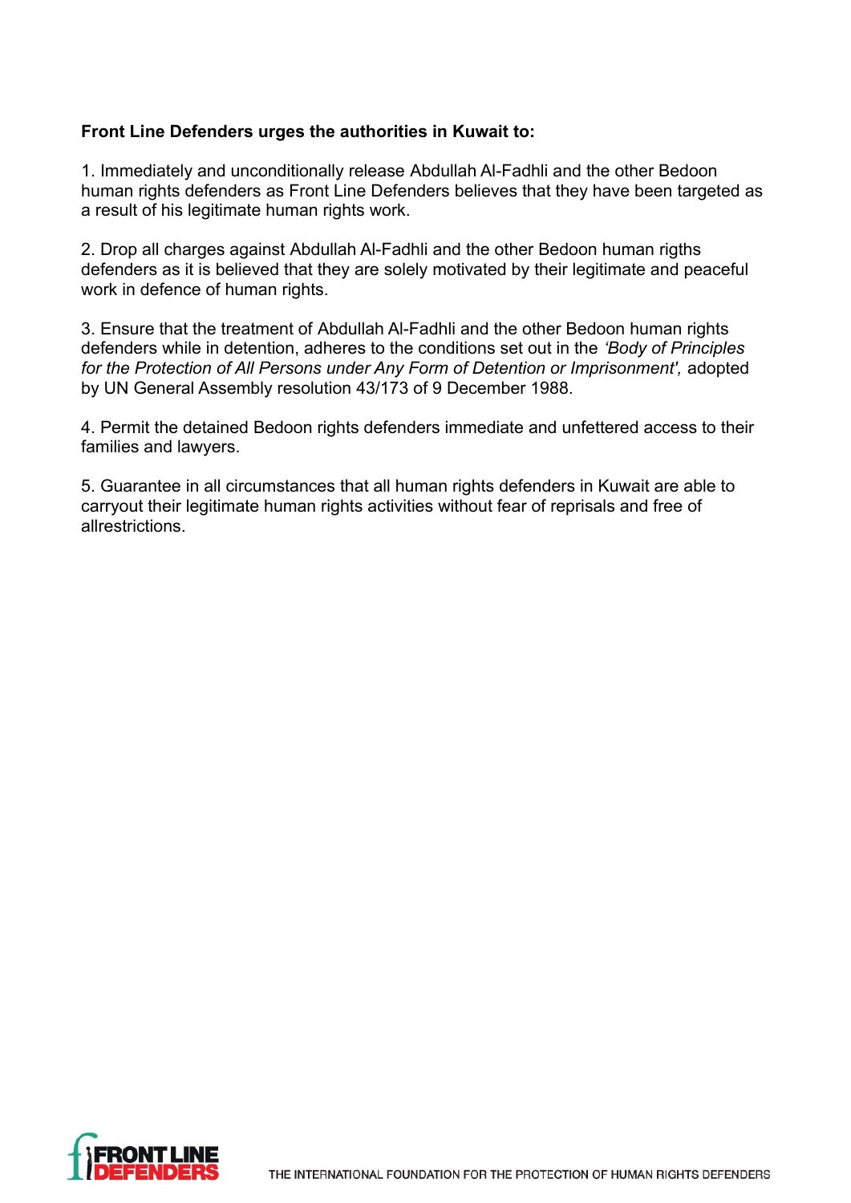**Front Line Defenders urges the authorities in Kuwait to:**

1. Immediately and unconditionally release Abdullah Al-Fadhli and the other Bedoon human rights defenders as Front Line Defenders believes that they have been targeted as a result of his legitimate human rights work.

2. Drop all charges against Abdullah Al-Fadhli and the other Bedoon human rigths defenders as it is believed that they are solely motivated by their legitimate and peaceful work in defence of human rights.

3. Ensure that the treatment of Abdullah Al-Fadhli and the other Bedoon human rights defenders while in detention, adheres to the conditions set out in the *'Body of Principles for the Protection of All Persons under Any Form of Detention or Imprisonment',* adopted by UN General Assembly resolution 43/173 of 9 December 1988.

4. Permit the detained Bedoon rights defenders immediate and unfettered access to their families and lawyers.

5. Guarantee in all circumstances that all human rights defenders in Kuwait are able to carryout their legitimate human rights activities without fear of reprisals and free of allrestrictions.